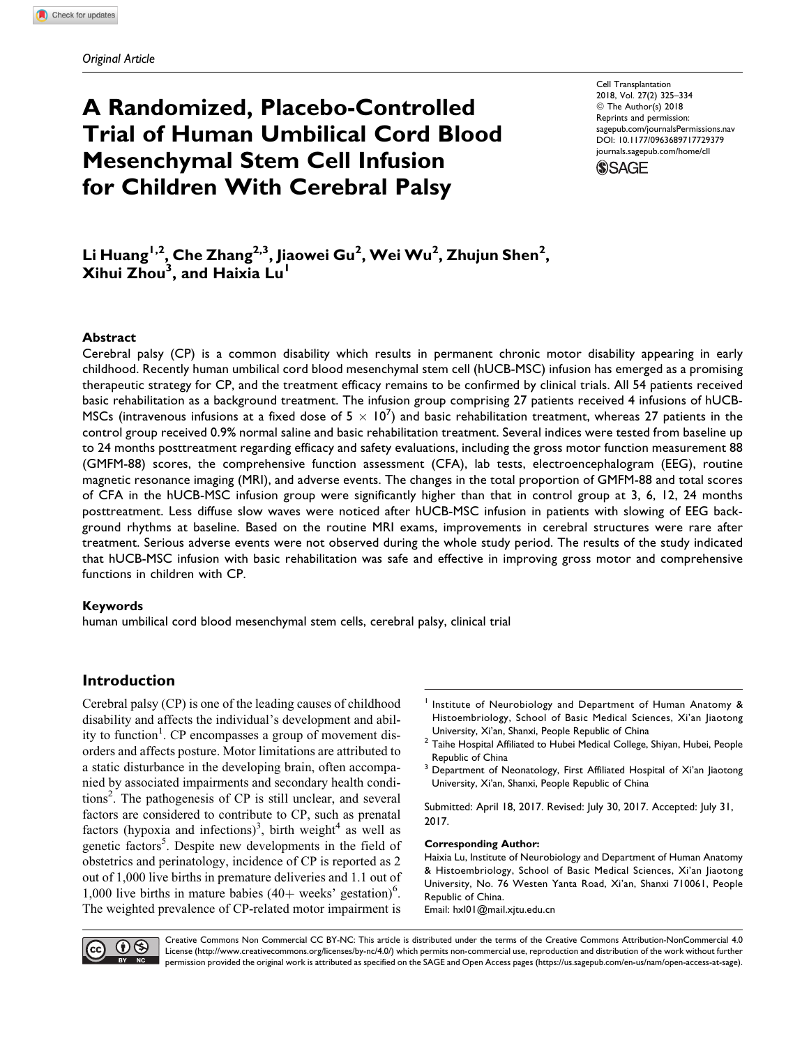*Original Article*

# A Randomized, Placebo-Controlled Trial of Human Umbilical Cord Blood Mesenchymal Stem Cell Infusion for Children With Cerebral Palsy

Cell Transplantation
2018, Vol. 27(2) 325–334
© The Author(s) 2018
Reprints and permission: sagepub.com/journalsPermissions.nav
DOI: 10.1177/0963689717729379
journals.sagepub.com/home/cll

**Li Huang[1,2], Che Zhang[2,3], Jiaowei Gu[2], Wei Wu[2], Zhujun Shen[2], Xihui Zhou[3], and Haixia Lu[1]**

## Abstract

Cerebral palsy (CP) is a common disability which results in permanent chronic motor disability appearing in early childhood. Recently human umbilical cord blood mesenchymal stem cell (hUCB-MSC) infusion has emerged as a promising therapeutic strategy for CP, and the treatment efficacy remains to be confirmed by clinical trials. All 54 patients received basic rehabilitation as a background treatment. The infusion group comprising 27 patients received 4 infusions of hUCB-MSCs (intravenous infusions at a fixed dose of $5 \times 10^7$) and basic rehabilitation treatment, whereas 27 patients in the control group received 0.9% normal saline and basic rehabilitation treatment. Several indices were tested from baseline up to 24 months posttreatment regarding efficacy and safety evaluations, including the gross motor function measurement 88 (GMFM-88) scores, the comprehensive function assessment (CFA), lab tests, electroencephalogram (EEG), routine magnetic resonance imaging (MRI), and adverse events. The changes in the total proportion of GMFM-88 and total scores of CFA in the hUCB-MSC infusion group were significantly higher than that in control group at 3, 6, 12, 24 months posttreatment. Less diffuse slow waves were noticed after hUCB-MSC infusion in patients with slowing of EEG background rhythms at baseline. Based on the routine MRI exams, improvements in cerebral structures were rare after treatment. Serious adverse events were not observed during the whole study period. The results of the study indicated that hUCB-MSC infusion with basic rehabilitation was safe and effective in improving gross motor and comprehensive functions in children with CP.

### Keywords

human umbilical cord blood mesenchymal stem cells, cerebral palsy, clinical trial

## Introduction

Cerebral palsy (CP) is one of the leading causes of childhood disability and affects the individual's development and ability to function[1]. CP encompasses a group of movement disorders and affects posture. Motor limitations are attributed to a static disturbance in the developing brain, often accompanied by associated impairments and secondary health conditions[2]. The pathogenesis of CP is still unclear, and several factors are considered to contribute to CP, such as prenatal factors (hypoxia and infections)[3], birth weight[4] as well as genetic factors[5]. Despite new developments in the field of obstetrics and perinatology, incidence of CP is reported as 2 out of 1,000 live births in premature deliveries and 1.1 out of 1,000 live births in mature babies (40+ weeks' gestation)[6]. The weighted prevalence of CP-related motor impairment is

---

[1] Institute of Neurobiology and Department of Human Anatomy & Histoembriology, School of Basic Medical Sciences, Xi'an Jiaotong University, Xi'an, Shanxi, People Republic of China

[2] Taihe Hospital Affiliated to Hubei Medical College, Shiyan, Hubei, People Republic of China

[3] Department of Neonatology, First Affiliated Hospital of Xi'an Jiaotong University, Xi'an, Shanxi, People Republic of China

Submitted: April 18, 2017. Revised: July 30, 2017. Accepted: July 31, 2017.

**Corresponding Author:**
Haixia Lu, Institute of Neurobiology and Department of Human Anatomy & Histoembriology, School of Basic Medical Sciences, Xi'an Jiaotong University, No. 76 Westen Yanta Road, Xi'an, Shanxi 710061, People Republic of China.
Email: hxl01@mail.xjtu.edu.cn

Creative Commons Non Commercial CC BY-NC: This article is distributed under the terms of the Creative Commons Attribution-NonCommercial 4.0 License (http://www.creativecommons.org/licenses/by-nc/4.0/) which permits non-commercial use, reproduction and distribution of the work without further permission provided the original work is attributed as specified on the SAGE and Open Access pages (https://us.sagepub.com/en-us/nam/open-access-at-sage).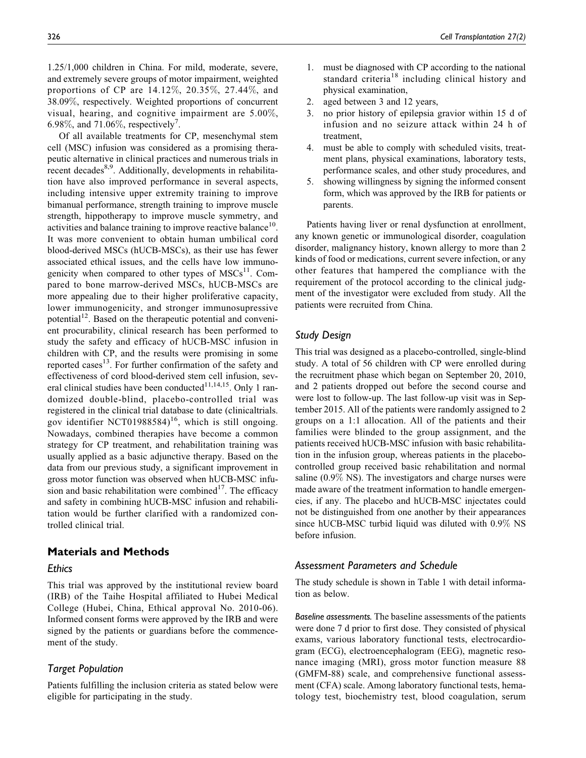1.25/1,000 children in China. For mild, moderate, severe, and extremely severe groups of motor impairment, weighted proportions of CP are 14.12%, 20.35%, 27.44%, and 38.09%, respectively. Weighted proportions of concurrent visual, hearing, and cognitive impairment are 5.00%, 6.98%, and 71.06%, respectively[7].

Of all available treatments for CP, mesenchymal stem cell (MSC) infusion was considered as a promising therapeutic alternative in clinical practices and numerous trials in recent decades[8,9]. Additionally, developments in rehabilitation have also improved performance in several aspects, including intensive upper extremity training to improve bimanual performance, strength training to improve muscle strength, hippotherapy to improve muscle symmetry, and activities and balance training to improve reactive balance[10]. It was more convenient to obtain human umbilical cord blood-derived MSCs (hUCB-MSCs), as their use has fewer associated ethical issues, and the cells have low immunogenicity when compared to other types of MSCs[11]. Compared to bone marrow-derived MSCs, hUCB-MSCs are more appealing due to their higher proliferative capacity, lower immunogenicity, and stronger immunosupressive potential[12]. Based on the therapeutic potential and convenient procurability, clinical research has been performed to study the safety and efficacy of hUCB-MSC infusion in children with CP, and the results were promising in some reported cases[13]. For further confirmation of the safety and effectiveness of cord blood-derived stem cell infusion, several clinical studies have been conducted[11,14,15]. Only 1 randomized double-blind, placebo-controlled trial was registered in the clinical trial database to date (clinicaltrials.gov identifier NCT01988584)[16], which is still ongoing. Nowadays, combined therapies have become a common strategy for CP treatment, and rehabilitation training was usually applied as a basic adjunctive therapy. Based on the data from our previous study, a significant improvement in gross motor function was observed when hUCB-MSC infusion and basic rehabilitation were combined[17]. The efficacy and safety in combining hUCB-MSC infusion and rehabilitation would be further clarified with a randomized controlled clinical trial.

## Materials and Methods

### Ethics

This trial was approved by the institutional review board (IRB) of the Taihe Hospital affiliated to Hubei Medical College (Hubei, China, Ethical approval No. 2010-06). Informed consent forms were approved by the IRB and were signed by the patients or guardians before the commencement of the study.

### Target Population

Patients fulfilling the inclusion criteria as stated below were eligible for participating in the study.

1. must be diagnosed with CP according to the national standard criteria[18] including clinical history and physical examination,
2. aged between 3 and 12 years,
3. no prior history of epilepsia gravior within 15 d of infusion and no seizure attack within 24 h of treatment,
4. must be able to comply with scheduled visits, treatment plans, physical examinations, laboratory tests, performance scales, and other study procedures, and
5. showing willingness by signing the informed consent form, which was approved by the IRB for patients or parents.

Patients having liver or renal dysfunction at enrollment, any known genetic or immunological disorder, coagulation disorder, malignancy history, known allergy to more than 2 kinds of food or medications, current severe infection, or any other features that hampered the compliance with the requirement of the protocol according to the clinical judgment of the investigator were excluded from study. All the patients were recruited from China.

### Study Design

This trial was designed as a placebo-controlled, single-blind study. A total of 56 children with CP were enrolled during the recruitment phase which began on September 20, 2010, and 2 patients dropped out before the second course and were lost to follow-up. The last follow-up visit was in September 2015. All of the patients were randomly assigned to 2 groups on a 1:1 allocation. All of the patients and their families were blinded to the group assignment, and the patients received hUCB-MSC infusion with basic rehabilitation in the infusion group, whereas patients in the placebo-controlled group received basic rehabilitation and normal saline (0.9% NS). The investigators and charge nurses were made aware of the treatment information to handle emergencies, if any. The placebo and hUCB-MSC injectates could not be distinguished from one another by their appearances since hUCB-MSC turbid liquid was diluted with 0.9% NS before infusion.

### Assessment Parameters and Schedule

The study schedule is shown in Table 1 with detail information as below.

*Baseline assessments.* The baseline assessments of the patients were done 7 d prior to first dose. They consisted of physical exams, various laboratory functional tests, electrocardiogram (ECG), electroencephalogram (EEG), magnetic resonance imaging (MRI), gross motor function measure 88 (GMFM-88) scale, and comprehensive functional assessment (CFA) scale. Among laboratory functional tests, hematology test, biochemistry test, blood coagulation, serum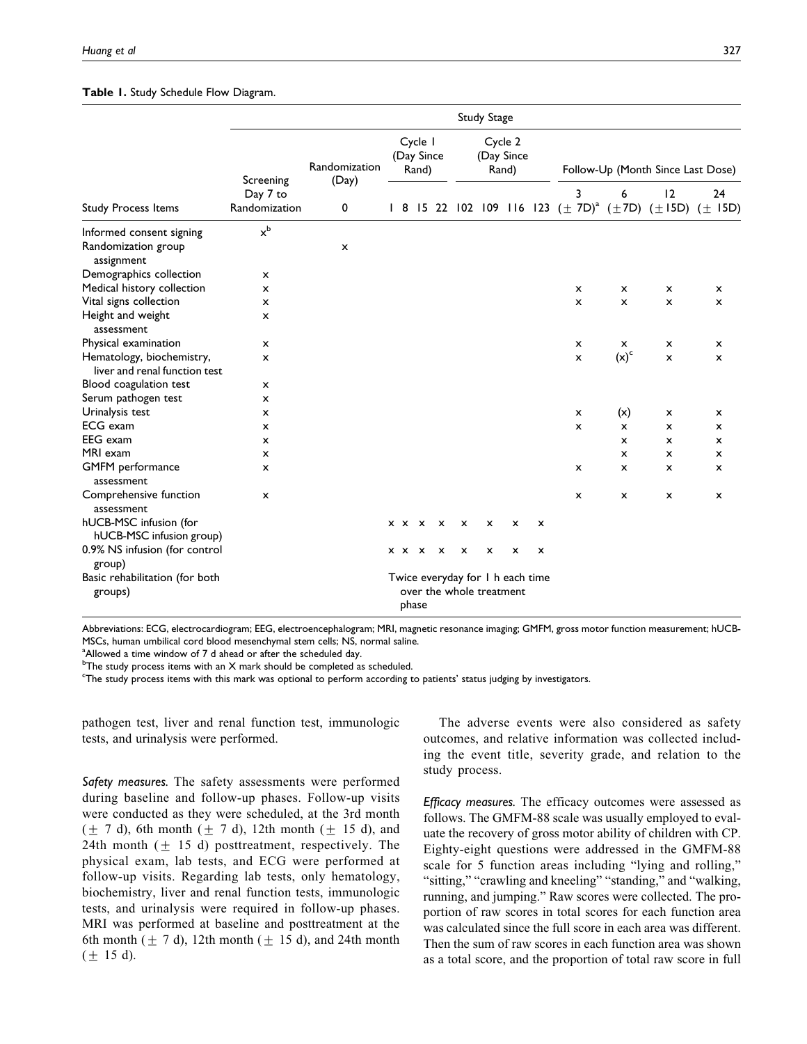**Table 1.** Study Schedule Flow Diagram.

| Study Process Items | Screening Day 7 to Randomization | Randomization (Day) 0 | Cycle 1 (Day Since Rand) 1 | 8 | 15 | 22 | Cycle 2 (Day Since Rand) 102 | 109 | 116 | 123 | Follow-Up (Month Since Last Dose) 3 (± 7D)[a] | 6 (±7D) | 12 (±15D) | 24 (± 15D) |
|---|---|---|---|---|---|---|---|---|---|---|---|---|---|---|
| Informed consent signing | x[b] | | | | | | | | | | | | | |
| Randomization group assignment | | x | | | | | | | | | | | | |
| Demographics collection | x | | | | | | | | | | | | | |
| Medical history collection | x | | | | | | | | | | x | x | x | x |
| Vital signs collection | x | | | | | | | | | | x | x | x | x |
| Height and weight assessment | x | | | | | | | | | | | | | |
| Physical examination | x | | | | | | | | | | x | x | x | x |
| Hematology, biochemistry, liver and renal function test | x | | | | | | | | | | x | (x)[c] | x | x |
| Blood coagulation test | x | | | | | | | | | | | | | |
| Serum pathogen test | x | | | | | | | | | | | | | |
| Urinalysis test | x | | | | | | | | | | x | (x) | x | x |
| ECG exam | x | | | | | | | | | | x | x | x | x |
| EEG exam | x | | | | | | | | | | | x | x | x |
| MRI exam | x | | | | | | | | | | | x | x | x |
| GMFM performance assessment | x | | | | | | | | | | x | x | x | x |
| Comprehensive function assessment | x | | | | | | | | | | x | x | x | x |
| hUCB-MSC infusion (for hUCB-MSC infusion group) | | | x | x | x | x | x | x | x | x | | | | |
| 0.9% NS infusion (for control group) | | | x | x | x | x | x | x | x | x | | | | |
| Basic rehabilitation (for both groups) | | | Twice everyday for 1 h each time over the whole treatment phase | | | | | | | | | | | |

Abbreviations: ECG, electrocardiogram; EEG, electroencephalogram; MRI, magnetic resonance imaging; GMFM, gross motor function measurement; hUCB-MSCs, human umbilical cord blood mesenchymal stem cells; NS, normal saline.

[a]Allowed a time window of 7 d ahead or after the scheduled day.

[b]The study process items with an X mark should be completed as scheduled.

[c]The study process items with this mark was optional to perform according to patients' status judging by investigators.

pathogen test, liver and renal function test, immunologic tests, and urinalysis were performed.

*Safety measures.* The safety assessments were performed during baseline and follow-up phases. Follow-up visits were conducted as they were scheduled, at the 3rd month (± 7 d), 6th month (± 7 d), 12th month (± 15 d), and 24th month (± 15 d) posttreatment, respectively. The physical exam, lab tests, and ECG were performed at follow-up visits. Regarding lab tests, only hematology, biochemistry, liver and renal function tests, immunologic tests, and urinalysis were required in follow-up phases. MRI was performed at baseline and posttreatment at the 6th month (± 7 d), 12th month (± 15 d), and 24th month (± 15 d).

The adverse events were also considered as safety outcomes, and relative information was collected including the event title, severity grade, and relation to the study process.

*Efficacy measures.* The efficacy outcomes were assessed as follows. The GMFM-88 scale was usually employed to evaluate the recovery of gross motor ability of children with CP. Eighty-eight questions were addressed in the GMFM-88 scale for 5 function areas including "lying and rolling," "sitting," "crawling and kneeling" "standing," and "walking, running, and jumping." Raw scores were collected. The proportion of raw scores in total scores for each function area was calculated since the full score in each area was different. Then the sum of raw scores in each function area was shown as a total score, and the proportion of total raw score in full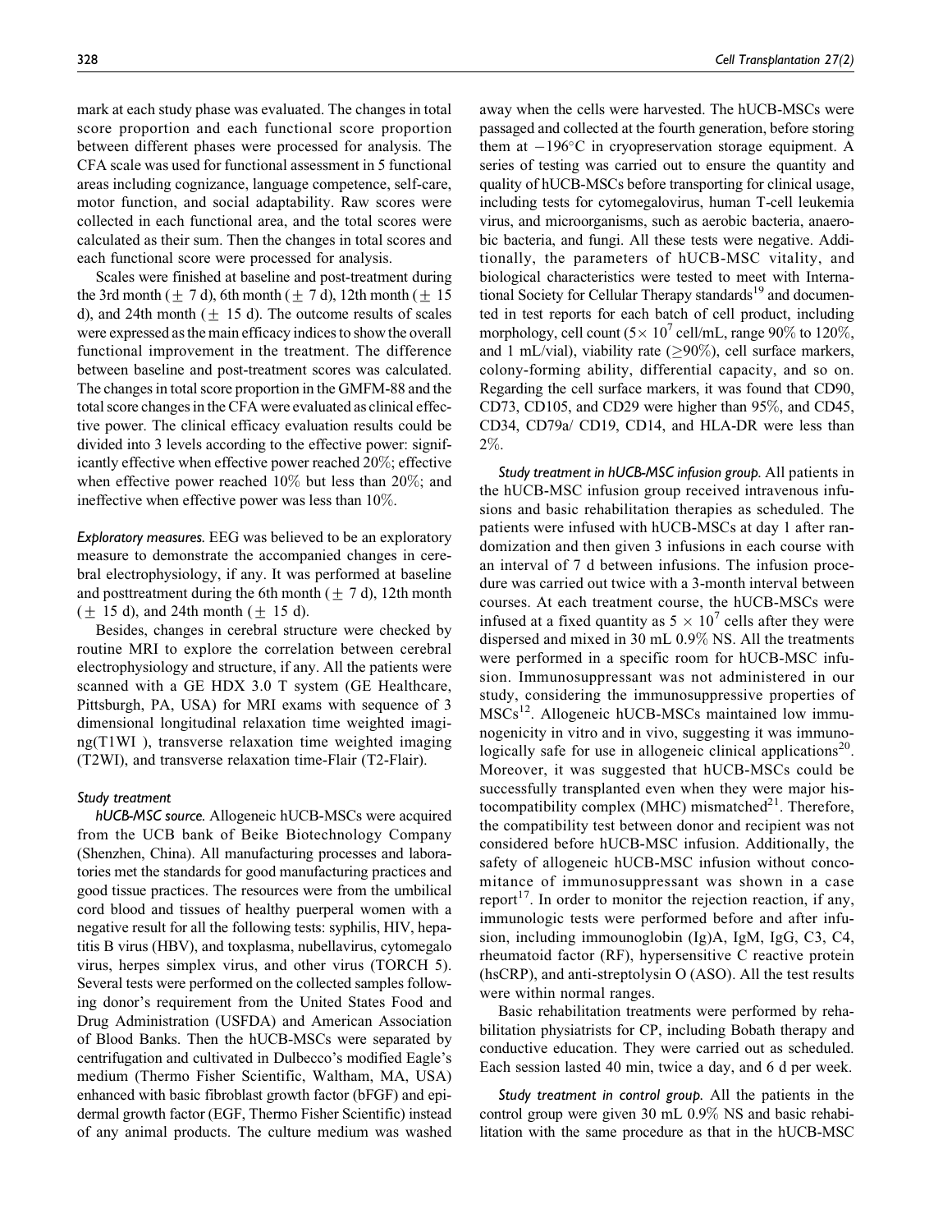mark at each study phase was evaluated. The changes in total score proportion and each functional score proportion between different phases were processed for analysis. The CFA scale was used for functional assessment in 5 functional areas including cognizance, language competence, self-care, motor function, and social adaptability. Raw scores were collected in each functional area, and the total scores were calculated as their sum. Then the changes in total scores and each functional score were processed for analysis.

Scales were finished at baseline and post-treatment during the 3rd month ($\pm$ 7 d), 6th month ($\pm$ 7 d), 12th month ($\pm$ 15 d), and 24th month ($\pm$ 15 d). The outcome results of scales were expressed as the main efficacy indices to show the overall functional improvement in the treatment. The difference between baseline and post-treatment scores was calculated. The changes in total score proportion in the GMFM-88 and the total score changes in the CFA were evaluated as clinical effective power. The clinical efficacy evaluation results could be divided into 3 levels according to the effective power: significantly effective when effective power reached 20%; effective when effective power reached 10% but less than 20%; and ineffective when effective power was less than 10%.

*Exploratory measures.* EEG was believed to be an exploratory measure to demonstrate the accompanied changes in cerebral electrophysiology, if any. It was performed at baseline and posttreatment during the 6th month ($\pm$ 7 d), 12th month ($\pm$ 15 d), and 24th month ($\pm$ 15 d).

Besides, changes in cerebral structure were checked by routine MRI to explore the correlation between cerebral electrophysiology and structure, if any. All the patients were scanned with a GE HDX 3.0 T system (GE Healthcare, Pittsburgh, PA, USA) for MRI exams with sequence of 3 dimensional longitudinal relaxation time weighted imaging(T1WI ), transverse relaxation time weighted imaging (T2WI), and transverse relaxation time-Flair (T2-Flair).

### Study treatment

***hUCB-MSC source.*** Allogeneic hUCB-MSCs were acquired from the UCB bank of Beike Biotechnology Company (Shenzhen, China). All manufacturing processes and laboratories met the standards for good manufacturing practices and good tissue practices. The resources were from the umbilical cord blood and tissues of healthy puerperal women with a negative result for all the following tests: syphilis, HIV, hepatitis B virus (HBV), and toxplasma, nubellavirus, cytomegalo virus, herpes simplex virus, and other virus (TORCH 5). Several tests were performed on the collected samples following donor's requirement from the United States Food and Drug Administration (USFDA) and American Association of Blood Banks. Then the hUCB-MSCs were separated by centrifugation and cultivated in Dulbecco's modified Eagle's medium (Thermo Fisher Scientific, Waltham, MA, USA) enhanced with basic fibroblast growth factor (bFGF) and epidermal growth factor (EGF, Thermo Fisher Scientific) instead of any animal products. The culture medium was washed away when the cells were harvested. The hUCB-MSCs were passaged and collected at the fourth generation, before storing them at $-196$°C in cryopreservation storage equipment. A series of testing was carried out to ensure the quantity and quality of hUCB-MSCs before transporting for clinical usage, including tests for cytomegalovirus, human T-cell leukemia virus, and microorganisms, such as aerobic bacteria, anaerobic bacteria, and fungi. All these tests were negative. Additionally, the parameters of hUCB-MSC vitality, and biological characteristics were tested to meet with International Society for Cellular Therapy standards[19] and documented in test reports for each batch of cell product, including morphology, cell count ($5\times 10^7$ cell/mL, range 90% to 120%, and 1 mL/vial), viability rate ($\geq$90%), cell surface markers, colony-forming ability, differential capacity, and so on. Regarding the cell surface markers, it was found that CD90, CD73, CD105, and CD29 were higher than 95%, and CD45, CD34, CD79a/ CD19, CD14, and HLA-DR were less than 2%.

*Study treatment in hUCB-MSC infusion group.* All patients in the hUCB-MSC infusion group received intravenous infusions and basic rehabilitation therapies as scheduled. The patients were infused with hUCB-MSCs at day 1 after randomization and then given 3 infusions in each course with an interval of 7 d between infusions. The infusion procedure was carried out twice with a 3-month interval between courses. At each treatment course, the hUCB-MSCs were infused at a fixed quantity as $5 \times 10^7$ cells after they were dispersed and mixed in 30 mL 0.9% NS. All the treatments were performed in a specific room for hUCB-MSC infusion. Immunosuppressant was not administered in our study, considering the immunosuppressive properties of MSCs[12]. Allogeneic hUCB-MSCs maintained low immunogenicity in vitro and in vivo, suggesting it was immunologically safe for use in allogeneic clinical applications[20]. Moreover, it was suggested that hUCB-MSCs could be successfully transplanted even when they were major histocompatibility complex (MHC) mismatched[21]. Therefore, the compatibility test between donor and recipient was not considered before hUCB-MSC infusion. Additionally, the safety of allogeneic hUCB-MSC infusion without concomitance of immunosuppressant was shown in a case report[17]. In order to monitor the rejection reaction, if any, immunologic tests were performed before and after infusion, including immounoglobin (Ig)A, IgM, IgG, C3, C4, rheumatoid factor (RF), hypersensitive C reactive protein (hsCRP), and anti-streptolysin O (ASO). All the test results were within normal ranges.

Basic rehabilitation treatments were performed by rehabilitation physiatrists for CP, including Bobath therapy and conductive education. They were carried out as scheduled. Each session lasted 40 min, twice a day, and 6 d per week.

*Study treatment in control group.* All the patients in the control group were given 30 mL 0.9% NS and basic rehabilitation with the same procedure as that in the hUCB-MSC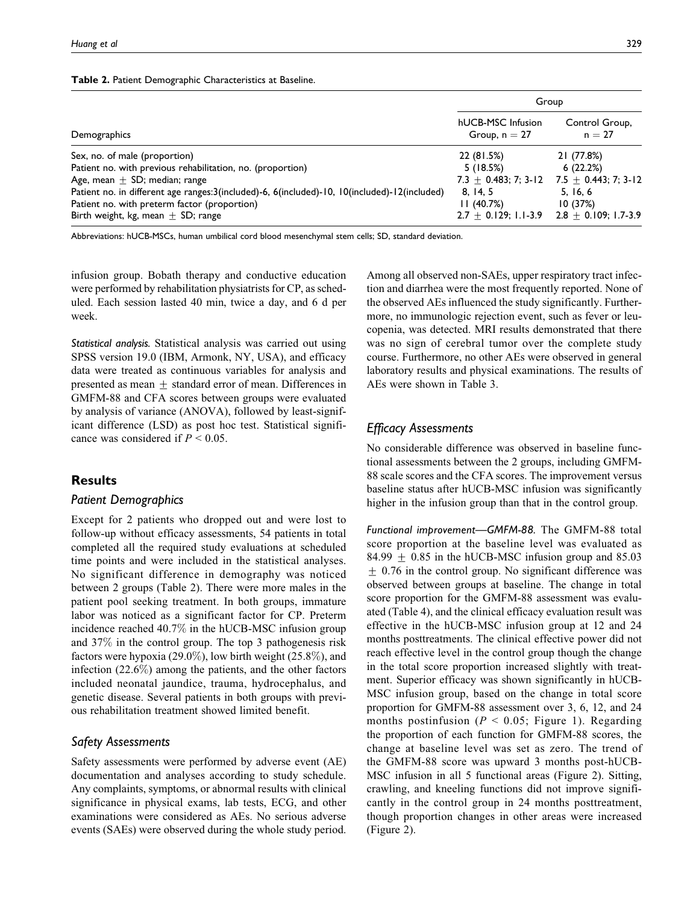**Table 2.** Patient Demographic Characteristics at Baseline.

| Demographics | Group | |
|---|---|---|
| | hUCB-MSC Infusion Group, n = 27 | Control Group, n = 27 |
| Sex, no. of male (proportion) | 22 (81.5%) | 21 (77.8%) |
| Patient no. with previous rehabilitation, no. (proportion) | 5 (18.5%) | 6 (22.2%) |
| Age, mean ± SD; median; range | 7.3 ± 0.483; 7; 3-12 | 7.5 ± 0.443; 7; 3-12 |
| Patient no. in different age ranges:3(included)-6, 6(included)-10, 10(included)-12(included) | 8, 14, 5 | 5, 16, 6 |
| Patient no. with preterm factor (proportion) | 11 (40.7%) | 10 (37%) |
| Birth weight, kg, mean ± SD; range | 2.7 ± 0.129; 1.1-3.9 | 2.8 ± 0.109; 1.7-3.9 |

Abbreviations: hUCB-MSCs, human umbilical cord blood mesenchymal stem cells; SD, standard deviation.

infusion group. Bobath therapy and conductive education were performed by rehabilitation physiatrists for CP, as scheduled. Each session lasted 40 min, twice a day, and 6 d per week.

*Statistical analysis.* Statistical analysis was carried out using SPSS version 19.0 (IBM, Armonk, NY, USA), and efficacy data were treated as continuous variables for analysis and presented as mean ± standard error of mean. Differences in GMFM-88 and CFA scores between groups were evaluated by analysis of variance (ANOVA), followed by least-significant difference (LSD) as post hoc test. Statistical significance was considered if $P < 0.05$.

## Results

### Patient Demographics

Except for 2 patients who dropped out and were lost to follow-up without efficacy assessments, 54 patients in total completed all the required study evaluations at scheduled time points and were included in the statistical analyses. No significant difference in demography was noticed between 2 groups (Table 2). There were more males in the patient pool seeking treatment. In both groups, immature labor was noticed as a significant factor for CP. Preterm incidence reached 40.7% in the hUCB-MSC infusion group and 37% in the control group. The top 3 pathogenesis risk factors were hypoxia (29.0%), low birth weight (25.8%), and infection (22.6%) among the patients, and the other factors included neonatal jaundice, trauma, hydrocephalus, and genetic disease. Several patients in both groups with previous rehabilitation treatment showed limited benefit.

### Safety Assessments

Safety assessments were performed by adverse event (AE) documentation and analyses according to study schedule. Any complaints, symptoms, or abnormal results with clinical significance in physical exams, lab tests, ECG, and other examinations were considered as AEs. No serious adverse events (SAEs) were observed during the whole study period. Among all observed non-SAEs, upper respiratory tract infection and diarrhea were the most frequently reported. None of the observed AEs influenced the study significantly. Furthermore, no immunologic rejection event, such as fever or leucopenia, was detected. MRI results demonstrated that there was no sign of cerebral tumor over the complete study course. Furthermore, no other AEs were observed in general laboratory results and physical examinations. The results of AEs were shown in Table 3.

### Efficacy Assessments

No considerable difference was observed in baseline functional assessments between the 2 groups, including GMFM-88 scale scores and the CFA scores. The improvement versus baseline status after hUCB-MSC infusion was significantly higher in the infusion group than that in the control group.

*Functional improvement—GMFM-88.* The GMFM-88 total score proportion at the baseline level was evaluated as 84.99 ± 0.85 in the hUCB-MSC infusion group and 85.03 ± 0.76 in the control group. No significant difference was observed between groups at baseline. The change in total score proportion for the GMFM-88 assessment was evaluated (Table 4), and the clinical efficacy evaluation result was effective in the hUCB-MSC infusion group at 12 and 24 months posttreatments. The clinical effective power did not reach effective level in the control group though the change in the total score proportion increased slightly with treatment. Superior efficacy was shown significantly in hUCB-MSC infusion group, based on the change in total score proportion for GMFM-88 assessment over 3, 6, 12, and 24 months postinfusion ($P < 0.05$; Figure 1). Regarding the proportion of each function for GMFM-88 scores, the change at baseline level was set as zero. The trend of the GMFM-88 score was upward 3 months post-hUCB-MSC infusion in all 5 functional areas (Figure 2). Sitting, crawling, and kneeling functions did not improve significantly in the control group in 24 months posttreatment, though proportion changes in other areas were increased (Figure 2).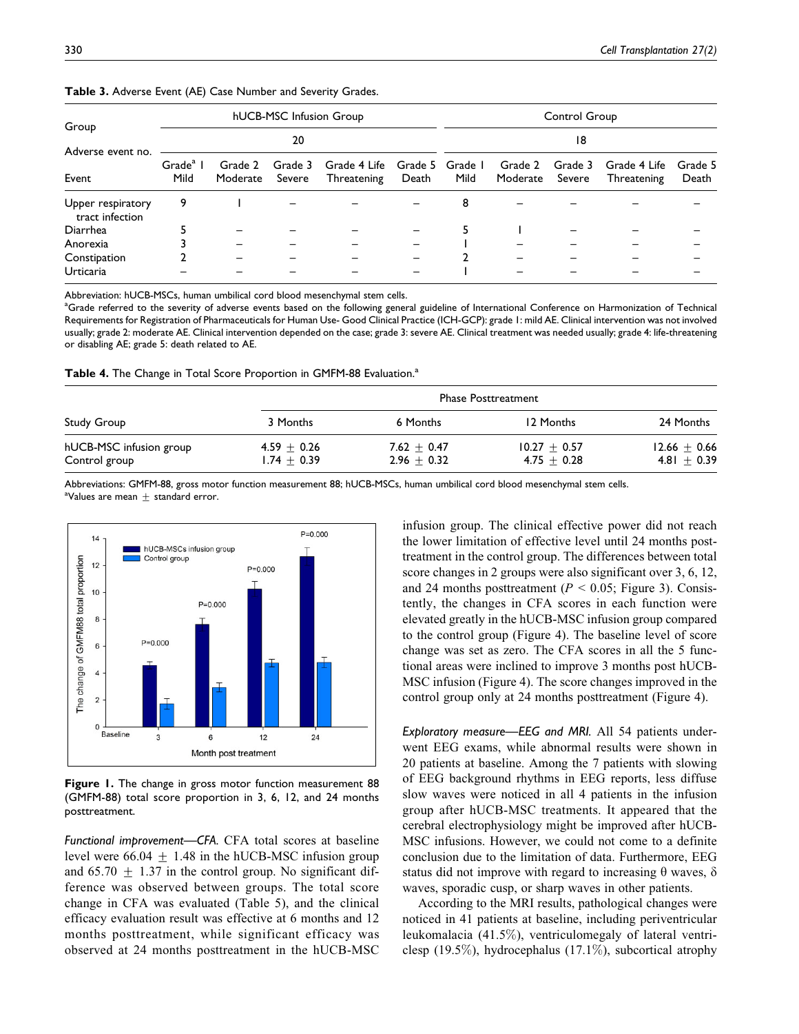**Table 3.** Adverse Event (AE) Case Number and Severity Grades.

| Group | hUCB-MSC Infusion Group | | | | | Control Group | | | | |
|---|---|---|---|---|---|---|---|---|---|---|
| Adverse event no. | 20 | | | | | 18 | | | | |
| Event | Grade[a] 1 Mild | Grade 2 Moderate | Grade 3 Severe | Grade 4 Life Threatening | Grade 5 Death | Grade 1 Mild | Grade 2 Moderate | Grade 3 Severe | Grade 4 Life Threatening | Grade 5 Death |
| Upper respiratory tract infection | 9 | 1 | – | – | – | 8 | – | – | – | – |
| Diarrhea | 5 | – | – | – | – | 5 | 1 | – | – | – |
| Anorexia | 3 | – | – | – | – | 1 | – | – | – | – |
| Constipation | 2 | – | – | – | – | 2 | – | – | – | – |
| Urticaria | – | – | – | – | – | 1 | – | – | – | – |

Abbreviation: hUCB-MSCs, human umbilical cord blood mesenchymal stem cells.
[a]Grade referred to the severity of adverse events based on the following general guideline of International Conference on Harmonization of Technical Requirements for Registration of Pharmaceuticals for Human Use- Good Clinical Practice (ICH-GCP): grade 1: mild AE. Clinical intervention was not involved usually; grade 2: moderate AE. Clinical intervention depended on the case; grade 3: severe AE. Clinical treatment was needed usually; grade 4: life-threatening or disabling AE; grade 5: death related to AE.

**Table 4.** The Change in Total Score Proportion in GMFM-88 Evaluation.[a]

| Study Group | Phase Posttreatment | | | |
|---|---|---|---|---|
| | 3 Months | 6 Months | 12 Months | 24 Months |
| hUCB-MSC infusion group | 4.59 ± 0.26 | 7.62 ± 0.47 | 10.27 ± 0.57 | 12.66 ± 0.66 |
| Control group | 1.74 ± 0.39 | 2.96 ± 0.32 | 4.75 ± 0.28 | 4.81 ± 0.39 |

Abbreviations: GMFM-88, gross motor measurement 88; hUCB-MSCs, human umbilical cord blood mesenchymal stem cells.
[a]Values are mean ± standard error.

**Figure 1.** The change in gross motor function measurement 88 (GMFM-88) total score proportion in 3, 6, 12, and 24 months posttreatment.

*Functional improvement—CFA.* CFA total scores at baseline level were 66.04 ± 1.48 in the hUCB-MSC infusion group and 65.70 ± 1.37 in the control group. No significant difference was observed between groups. The total score change in CFA was evaluated (Table 5), and the clinical efficacy evaluation result was effective at 6 months and 12 months posttreatment, while significant efficacy was observed at 24 months posttreatment in the hUCB-MSC infusion group. The clinical effective power did not reach the lower limitation of effective level until 24 months posttreatment in the control group. The differences between total score changes in 2 groups were also significant over 3, 6, 12, and 24 months posttreatment ($P < 0.05$; Figure 3). Consistently, the changes in CFA scores in each function were elevated greatly in the hUCB-MSC infusion group compared to the control group (Figure 4). The baseline level of score change was set as zero. The CFA scores in all the 5 functional areas were inclined to improve 3 months post hUCB-MSC infusion (Figure 4). The score changes improved in the control group only at 24 months posttreatment (Figure 4).

*Exploratory measure—EEG and MRI.* All 54 patients underwent EEG exams, while abnormal results were shown in 20 patients at baseline. Among the 7 patients with slowing of EEG background rhythms in EEG reports, less diffuse slow waves were noticed in all 4 patients in the infusion group after hUCB-MSC treatments. It appeared that the cerebral electrophysiology might be improved after hUCB-MSC infusions. However, we could not come to a definite conclusion due to the limitation of data. Furthermore, EEG status did not improve with regard to increasing θ waves, δ waves, sporadic cusp, or sharp waves in other patients.

According to the MRI results, pathological changes were noticed in 41 patients at baseline, including periventricular leukomalacia (41.5%), ventriculomegaly of lateral ventriclesp (19.5%), hydrocephalus (17.1%), subcortical atrophy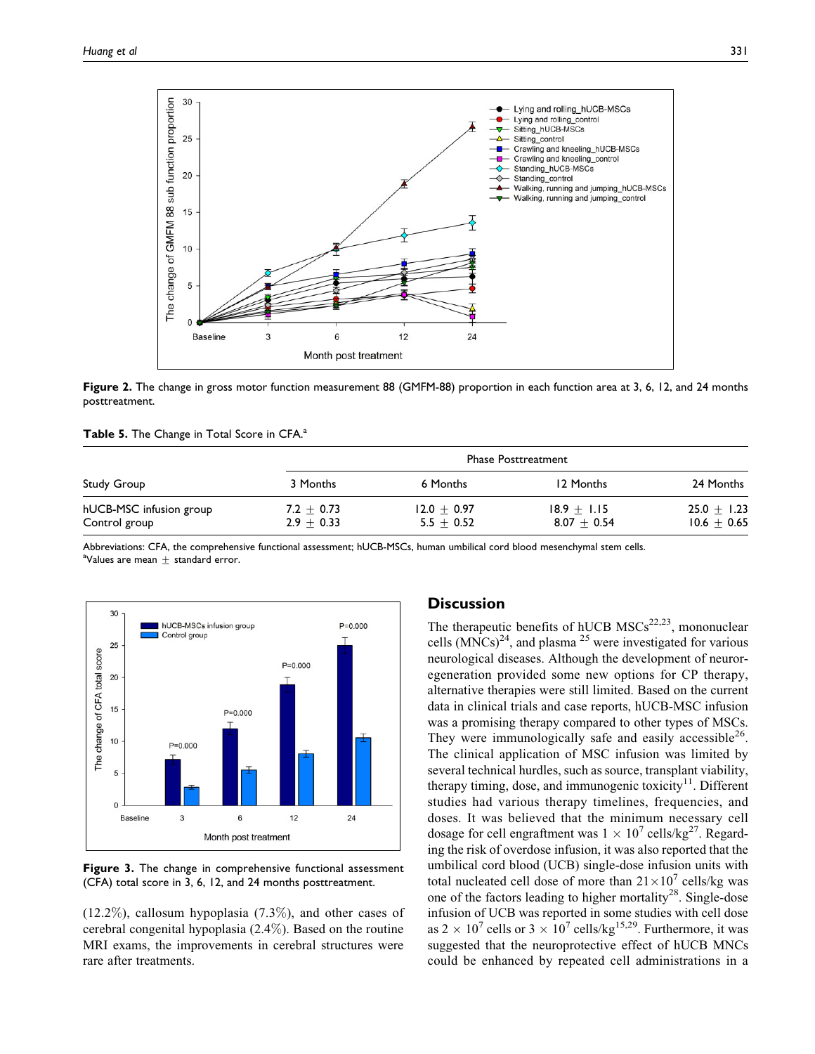Figure 2. The change in gross motor function measurement 88 (GMFM-88) proportion in each function area at 3, 6, 12, and 24 months posttreatment.

**Table 5.** The Change in Total Score in CFA.[a]

| Study Group | Phase Posttreatment | | | |
|---|---|---|---|---|
| | 3 Months | 6 Months | 12 Months | 24 Months |
| hUCB-MSC infusion group | 7.2 ± 0.73 | 12.0 ± 0.97 | 18.9 ± 1.15 | 25.0 ± 1.23 |
| Control group | 2.9 ± 0.33 | 5.5 ± 0.52 | 8.07 ± 0.54 | 10.6 ± 0.65 |

Abbreviations: CFA, the comprehensive functional assessment; hUCB-MSCs, human umbilical cord blood mesenchymal stem cells.
[a]Values are mean ± standard error.

**Figure 3.** The change in comprehensive functional assessment (CFA) total score in 3, 6, 12, and 24 months posttreatment.

(12.2%), callosum hypoplasia (7.3%), and other cases of cerebral congenital hypoplasia (2.4%). Based on the routine MRI exams, the improvements in cerebral structures were rare after treatments.

## Discussion

The therapeutic benefits of hUCB MSCs[22,23], mononuclear cells (MNCs)[24], and plasma [25] were investigated for various neurological diseases. Although the development of neuroregeneration provided some new options for CP therapy, alternative therapies were still limited. Based on the current data in clinical trials and case reports, hUCB-MSC infusion was a promising therapy compared to other types of MSCs. They were immunologically safe and easily accessible[26]. The clinical application of MSC infusion was limited by several technical hurdles, such as source, transplant viability, therapy timing, dose, and immunogenic toxicity[11]. Different studies had various therapy timelines, frequencies, and doses. It was believed that the minimum necessary cell dosage for cell engraftment was $1 \times 10^7$ cells/kg[27]. Regarding the risk of overdose infusion, it was also reported that the umbilical cord blood (UCB) single-dose infusion units with total nucleated cell dose of more than $21 \times 10^7$ cells/kg was one of the factors leading to higher mortality[28]. Single-dose infusion of UCB was reported in some studies with cell dose as $2 \times 10^7$ cells or $3 \times 10^7$ cells/kg[15,29]. Furthermore, it was suggested that the neuroprotective effect of hUCB MNCs could be enhanced by repeated cell administrations in a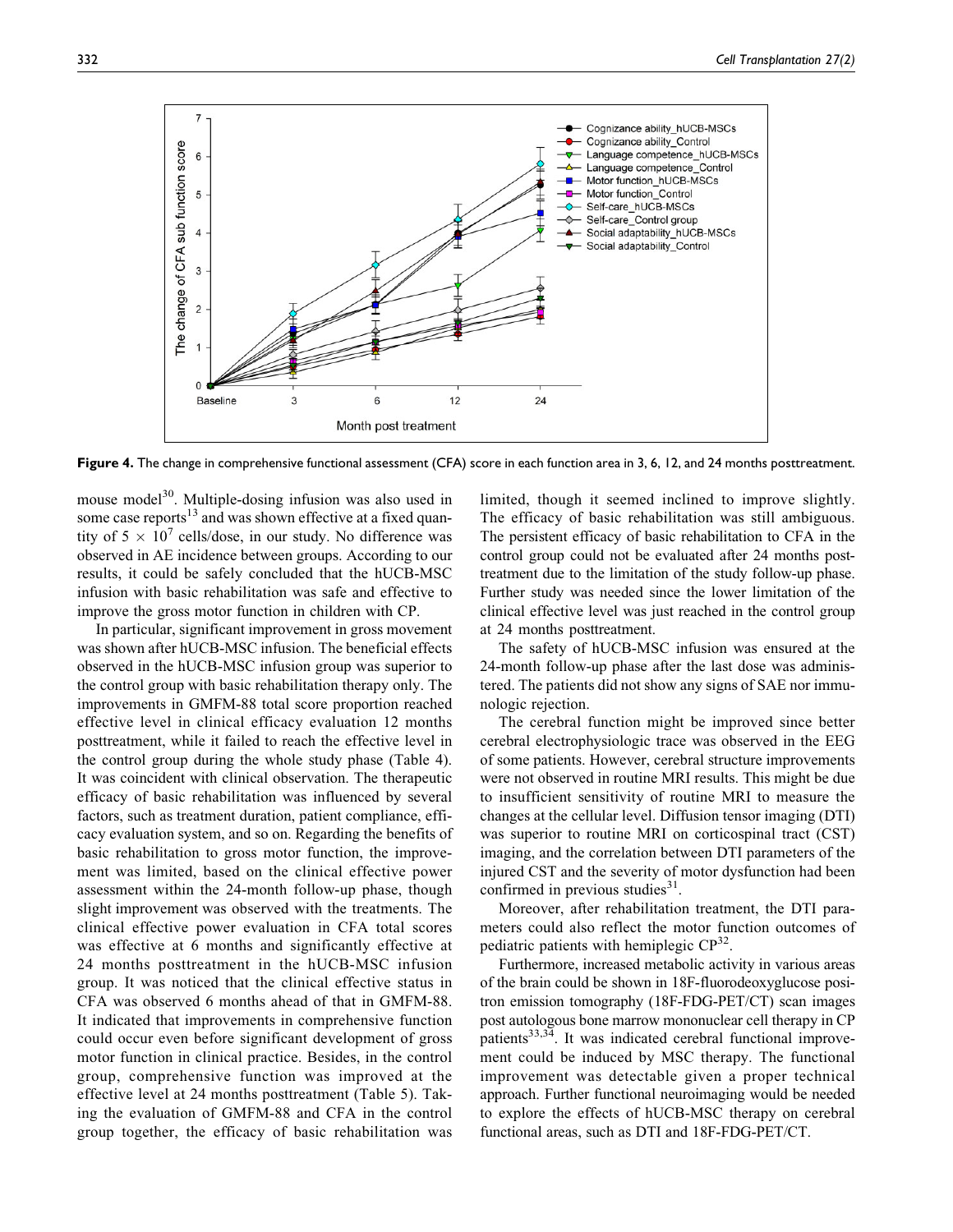Figure 4. The change in comprehensive functional assessment (CFA) score in each function area in 3, 6, 12, and 24 months posttreatment.

mouse model[30]. Multiple-dosing infusion was also used in some case reports[13] and was shown effective at a fixed quantity of $5 \times 10^7$ cells/dose, in our study. No difference was observed in AE incidence between groups. According to our results, it could be safely concluded that the hUCB-MSC infusion with basic rehabilitation was safe and effective to improve the gross motor function in children with CP.

In particular, significant improvement in gross movement was shown after hUCB-MSC infusion. The beneficial effects observed in the hUCB-MSC infusion group was superior to the control group with basic rehabilitation therapy only. The improvements in GMFM-88 total score proportion reached effective level in clinical efficacy evaluation 12 months posttreatment, while it failed to reach the effective level in the control group during the whole study phase (Table 4). It was coincident with clinical observation. The therapeutic efficacy of basic rehabilitation was influenced by several factors, such as treatment duration, patient compliance, efficacy evaluation system, and so on. Regarding the benefits of basic rehabilitation to gross motor function, the improvement was limited, based on the clinical effective power assessment within the 24-month follow-up phase, though slight improvement was observed with the treatments. The clinical effective power evaluation in CFA total scores was effective at 6 months and significantly effective at 24 months posttreatment in the hUCB-MSC infusion group. It was noticed that the clinical effective status in CFA was observed 6 months ahead of that in GMFM-88. It indicated that improvements in comprehensive function could occur even before significant development of gross motor function in clinical practice. Besides, in the control group, comprehensive function was improved at the effective level at 24 months posttreatment (Table 5). Taking the evaluation of GMFM-88 and CFA in the control group together, the efficacy of basic rehabilitation was limited, though it seemed inclined to improve slightly. The efficacy of basic rehabilitation was still ambiguous. The persistent efficacy of basic rehabilitation to CFA in the control group could not be evaluated after 24 months posttreatment due to the limitation of the study follow-up phase. Further study was needed since the lower limitation of the clinical effective level was just reached in the control group at 24 months posttreatment.

The safety of hUCB-MSC infusion was ensured at the 24-month follow-up phase after the last dose was administered. The patients did not show any signs of SAE nor immunologic rejection.

The cerebral function might be improved since better cerebral electrophysiologic trace was observed in the EEG of some patients. However, cerebral structure improvements were not observed in routine MRI results. This might be due to insufficient sensitivity of routine MRI to measure the changes at the cellular level. Diffusion tensor imaging (DTI) was superior to routine MRI on corticospinal tract (CST) imaging, and the correlation between DTI parameters of the injured CST and the severity of motor dysfunction had been confirmed in previous studies[31].

Moreover, after rehabilitation treatment, the DTI parameters could also reflect the motor function outcomes of pediatric patients with hemiplegic CP[32].

Furthermore, increased metabolic activity in various areas of the brain could be shown in 18F-fluorodeoxyglucose positron emission tomography (18F-FDG-PET/CT) scan images post autologous bone marrow mononuclear cell therapy in CP patients[33,34]. It was indicated cerebral functional improvement could be induced by MSC therapy. The functional improvement was detectable given a proper technical approach. Further functional neuroimaging would be needed to explore the effects of hUCB-MSC therapy on cerebral functional areas, such as DTI and 18F-FDG-PET/CT.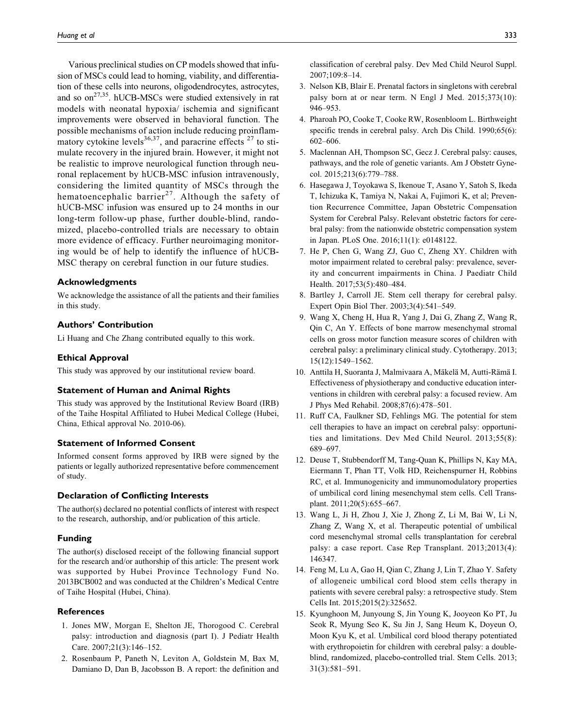Various preclinical studies on CP models showed that infusion of MSCs could lead to homing, viability, and differentiation of these cells into neurons, oligodendrocytes, astrocytes, and so on[27,35]. hUCB-MSCs were studied extensively in rat models with neonatal hypoxia/ ischemia and significant improvements were observed in behavioral function. The possible mechanisms of action include reducing proinflammatory cytokine levels[36,37], and paracrine effects [27] to stimulate recovery in the injured brain. However, it might not be realistic to improve neurological function through neuronal replacement by hUCB-MSC infusion intravenously, considering the limited quantity of MSCs through the hematoencephalic barrier[27]. Although the safety of hUCB-MSC infusion was ensured up to 24 months in our long-term follow-up phase, further double-blind, randomized, placebo-controlled trials are necessary to obtain more evidence of efficacy. Further neuroimaging monitoring would be of help to identify the influence of hUCB-MSC therapy on cerebral function in our future studies.

### Acknowledgments

We acknowledge the assistance of all the patients and their families in this study.

### Authors' Contribution

Li Huang and Che Zhang contributed equally to this work.

### Ethical Approval

This study was approved by our institutional review board.

### Statement of Human and Animal Rights

This study was approved by the Institutional Review Board (IRB) of the Taihe Hospital Affiliated to Hubei Medical College (Hubei, China, Ethical approval No. 2010-06).

### Statement of Informed Consent

Informed consent forms approved by IRB were signed by the patients or legally authorized representative before commencement of study.

### Declaration of Conflicting Interests

The author(s) declared no potential conflicts of interest with respect to the research, authorship, and/or publication of this article.

### Funding

The author(s) disclosed receipt of the following financial support for the research and/or authorship of this article: The present work was supported by Hubei Province Technology Fund No. 2013BCB002 and was conducted at the Children's Medical Centre of Taihe Hospital (Hubei, China).

### References

1. Jones MW, Morgan E, Shelton JE, Thorogood C. Cerebral palsy: introduction and diagnosis (part I). J Pediatr Health Care. 2007;21(3):146–152.
2. Rosenbaum P, Paneth N, Leviton A, Goldstein M, Bax M, Damiano D, Dan B, Jacobsson B. A report: the definition and classification of cerebral palsy. Dev Med Child Neurol Suppl. 2007;109:8–14.
3. Nelson KB, Blair E. Prenatal factors in singletons with cerebral palsy born at or near term. N Engl J Med. 2015;373(10): 946–953.
4. Pharoah PO, Cooke T, Cooke RW, Rosenbloom L. Birthweight specific trends in cerebral palsy. Arch Dis Child. 1990;65(6): 602–606.
5. Maclennan AH, Thompson SC, Gecz J. Cerebral palsy: causes, pathways, and the role of genetic variants. Am J Obstetr Gynecol. 2015;213(6):779–788.
6. Hasegawa J, Toyokawa S, Ikenoue T, Asano Y, Satoh S, Ikeda T, Ichizuka K, Tamiya N, Nakai A, Fujimori K, et al; Prevention Recurrence Committee, Japan Obstetric Compensation System for Cerebral Palsy. Relevant obstetric factors for cerebral palsy: from the nationwide obstetric compensation system in Japan. PLoS One. 2016;11(1): e0148122.
7. He P, Chen G, Wang ZJ, Guo C, Zheng XY. Children with motor impairment related to cerebral palsy: prevalence, severity and concurrent impairments in China. J Paediatr Child Health. 2017;53(5):480–484.
8. Bartley J, Carroll JE. Stem cell therapy for cerebral palsy. Expert Opin Biol Ther. 2003;3(4):541–549.
9. Wang X, Cheng H, Hua R, Yang J, Dai G, Zhang Z, Wang R, Qin C, An Y. Effects of bone marrow mesenchymal stromal cells on gross motor function measure scores of children with cerebral palsy: a preliminary clinical study. Cytotherapy. 2013; 15(12):1549–1562.
10. Anttila H, Suoranta J, Malmivaara A, Mäkelä M, Autti-Rämä I. Effectiveness of physiotherapy and conductive education interventions in children with cerebral palsy: a focused review. Am J Phys Med Rehabil. 2008;87(6):478–501.
11. Ruff CA, Faulkner SD, Fehlings MG. The potential for stem cell therapies to have an impact on cerebral palsy: opportunities and limitations. Dev Med Child Neurol. 2013;55(8): 689–697.
12. Deuse T, Stubbendorff M, Tang-Quan K, Phillips N, Kay MA, Eiermann T, Phan TT, Volk HD, Reichenspurner H, Robbins RC, et al. Immunogenicity and immunomodulatory properties of umbilical cord lining mesenchymal stem cells. Cell Transplant. 2011;20(5):655–667.
13. Wang L, Ji H, Zhou J, Xie J, Zhong Z, Li M, Bai W, Li N, Zhang Z, Wang X, et al. Therapeutic potential of umbilical cord mesenchymal stromal cells transplantation for cerebral palsy: a case report. Case Rep Transplant. 2013;2013(4): 146347.
14. Feng M, Lu A, Gao H, Qian C, Zhang J, Lin T, Zhao Y. Safety of allogeneic umbilical cord blood stem cells therapy in patients with severe cerebral palsy: a retrospective study. Stem Cells Int. 2015;2015(2):325652.
15. Kyunghoon M, Junyoung S, Jin Young K, Jooyeon Ko PT, Ju Seok R, Myung Seo K, Su Jin J, Sang Heum K, Doyeun O, Moon Kyu K, et al. Umbilical cord blood therapy potentiated with erythropoietin for children with cerebral palsy: a double-blind, randomized, placebo-controlled trial. Stem Cells. 2013; 31(3):581–591.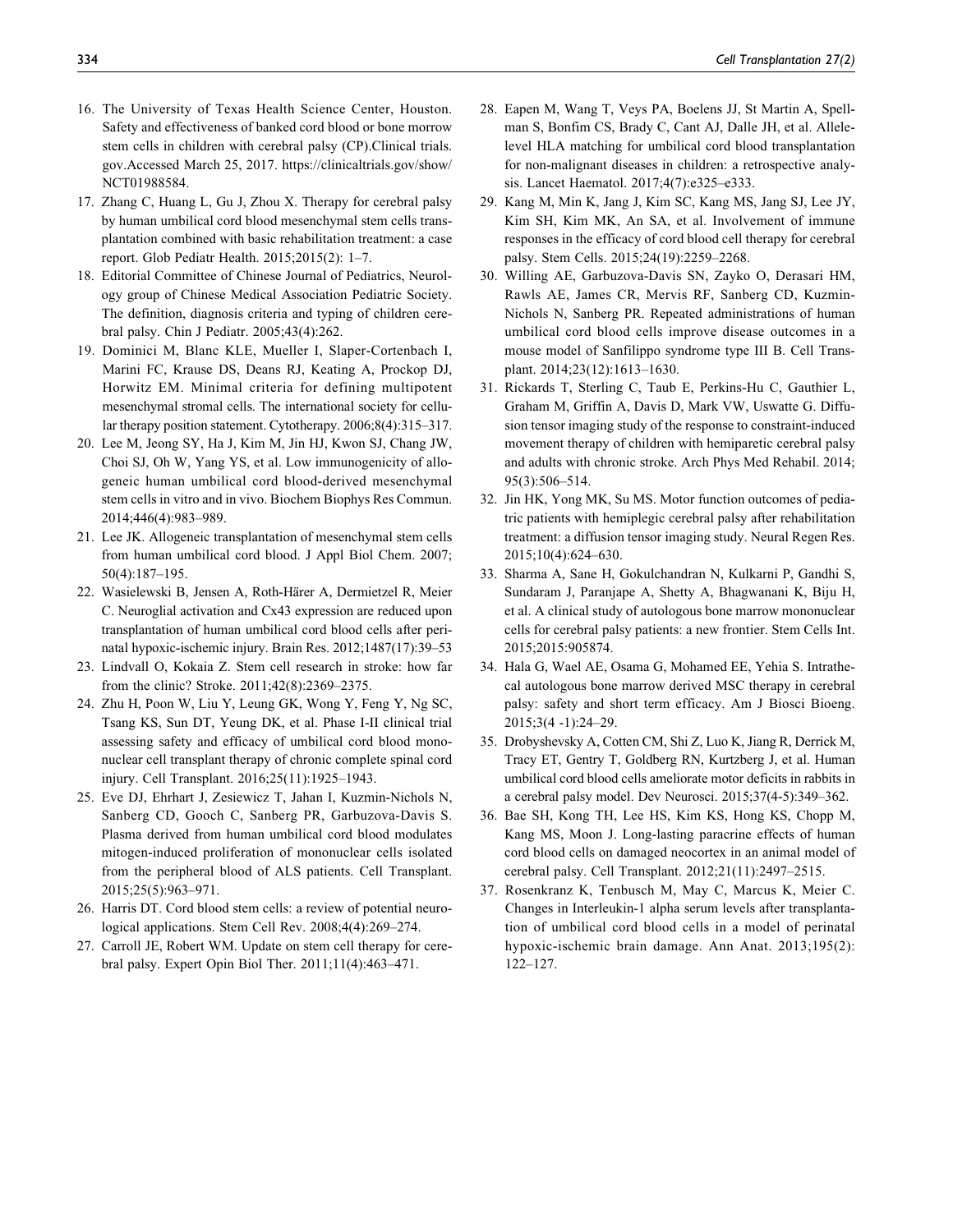16. The University of Texas Health Science Center, Houston. Safety and effectiveness of banked cord blood or bone morrow stem cells in children with cerebral palsy (CP).Clinical trials. gov.Accessed March 25, 2017. https://clinicaltrials.gov/show/NCT01988584.
17. Zhang C, Huang L, Gu J, Zhou X. Therapy for cerebral palsy by human umbilical cord blood mesenchymal stem cells transplantation combined with basic rehabilitation treatment: a case report. Glob Pediatr Health. 2015;2015(2): 1–7.
18. Editorial Committee of Chinese Journal of Pediatrics, Neurology group of Chinese Medical Association Pediatric Society. The definition, diagnosis criteria and typing of children cerebral palsy. Chin J Pediatr. 2005;43(4):262.
19. Dominici M, Blanc KLE, Mueller I, Slaper-Cortenbach I, Marini FC, Krause DS, Deans RJ, Keating A, Prockop DJ, Horwitz EM. Minimal criteria for defining multipotent mesenchymal stromal cells. The international society for cellular therapy position statement. Cytotherapy. 2006;8(4):315–317.
20. Lee M, Jeong SY, Ha J, Kim M, Jin HJ, Kwon SJ, Chang JW, Choi SJ, Oh W, Yang YS, et al. Low immunogenicity of allogeneic human umbilical cord blood-derived mesenchymal stem cells in vitro and in vivo. Biochem Biophys Res Commun. 2014;446(4):983–989.
21. Lee JK. Allogeneic transplantation of mesenchymal stem cells from human umbilical cord blood. J Appl Biol Chem. 2007; 50(4):187–195.
22. Wasielewski B, Jensen A, Roth-Härer A, Dermietzel R, Meier C. Neuroglial activation and Cx43 expression are reduced upon transplantation of human umbilical cord blood cells after perinatal hypoxic-ischemic injury. Brain Res. 2012;1487(17):39–53
23. Lindvall O, Kokaia Z. Stem cell research in stroke: how far from the clinic? Stroke. 2011;42(8):2369–2375.
24. Zhu H, Poon W, Liu Y, Leung GK, Wong Y, Feng Y, Ng SC, Tsang KS, Sun DT, Yeung DK, et al. Phase I-II clinical trial assessing safety and efficacy of umbilical cord blood mononuclear cell transplant therapy of chronic complete spinal cord injury. Cell Transplant. 2016;25(11):1925–1943.
25. Eve DJ, Ehrhart J, Zesiewicz T, Jahan I, Kuzmin-Nichols N, Sanberg CD, Gooch C, Sanberg PR, Garbuzova-Davis S. Plasma derived from human umbilical cord blood modulates mitogen-induced proliferation of mononuclear cells isolated from the peripheral blood of ALS patients. Cell Transplant. 2015;25(5):963–971.
26. Harris DT. Cord blood stem cells: a review of potential neurological applications. Stem Cell Rev. 2008;4(4):269–274.
27. Carroll JE, Robert WM. Update on stem cell therapy for cerebral palsy. Expert Opin Biol Ther. 2011;11(4):463–471.
28. Eapen M, Wang T, Veys PA, Boelens JJ, St Martin A, Spellman S, Bonfim CS, Brady C, Cant AJ, Dalle JH, et al. Allele-level HLA matching for umbilical cord blood transplantation for non-malignant diseases in children: a retrospective analysis. Lancet Haematol. 2017;4(7):e325–e333.
29. Kang M, Min K, Jang J, Kim SC, Kang MS, Jang SJ, Lee JY, Kim SH, Kim MK, An SA, et al. Involvement of immune responses in the efficacy of cord blood cell therapy for cerebral palsy. Stem Cells. 2015;24(19):2259–2268.
30. Willing AE, Garbuzova-Davis SN, Zayko O, Derasari HM, Rawls AE, James CR, Mervis RF, Sanberg CD, Kuzmin-Nichols N, Sanberg PR. Repeated administrations of human umbilical cord blood cells improve disease outcomes in a mouse model of Sanfilippo syndrome type III B. Cell Transplant. 2014;23(12):1613–1630.
31. Rickards T, Sterling C, Taub E, Perkins-Hu C, Gauthier L, Graham M, Griffin A, Davis D, Mark VW, Uswatte G. Diffusion tensor imaging study of the response to constraint-induced movement therapy of children with hemiparetic cerebral palsy and adults with chronic stroke. Arch Phys Med Rehabil. 2014; 95(3):506–514.
32. Jin HK, Yong MK, Su MS. Motor function outcomes of pediatric patients with hemiplegic cerebral palsy after rehabilitation treatment: a diffusion tensor imaging study. Neural Regen Res. 2015;10(4):624–630.
33. Sharma A, Sane H, Gokulchandran N, Kulkarni P, Gandhi S, Sundaram J, Paranjape A, Shetty A, Bhagwanani K, Biju H, et al. A clinical study of autologous bone marrow mononuclear cells for cerebral palsy patients: a new frontier. Stem Cells Int. 2015;2015:905874.
34. Hala G, Wael AE, Osama G, Mohamed EE, Yehia S. Intrathecal autologous bone marrow derived MSC therapy in cerebral palsy: safety and short term efficacy. Am J Biosci Bioeng. 2015;3(4 -1):24–29.
35. Drobyshevsky A, Cotten CM, Shi Z, Luo K, Jiang R, Derrick M, Tracy ET, Gentry T, Goldberg RN, Kurtzberg J, et al. Human umbilical cord blood cells ameliorate motor deficits in rabbits in a cerebral palsy model. Dev Neurosci. 2015;37(4-5):349–362.
36. Bae SH, Kong TH, Lee HS, Kim KS, Hong KS, Chopp M, Kang MS, Moon J. Long-lasting paracrine effects of human cord blood cells on damaged neocortex in an animal model of cerebral palsy. Cell Transplant. 2012;21(11):2497–2515.
37. Rosenkranz K, Tenbusch M, May C, Marcus K, Meier C. Changes in Interleukin-1 alpha serum levels after transplantation of umbilical cord blood cells in a model of perinatal hypoxic-ischemic brain damage. Ann Anat. 2013;195(2): 122–127.